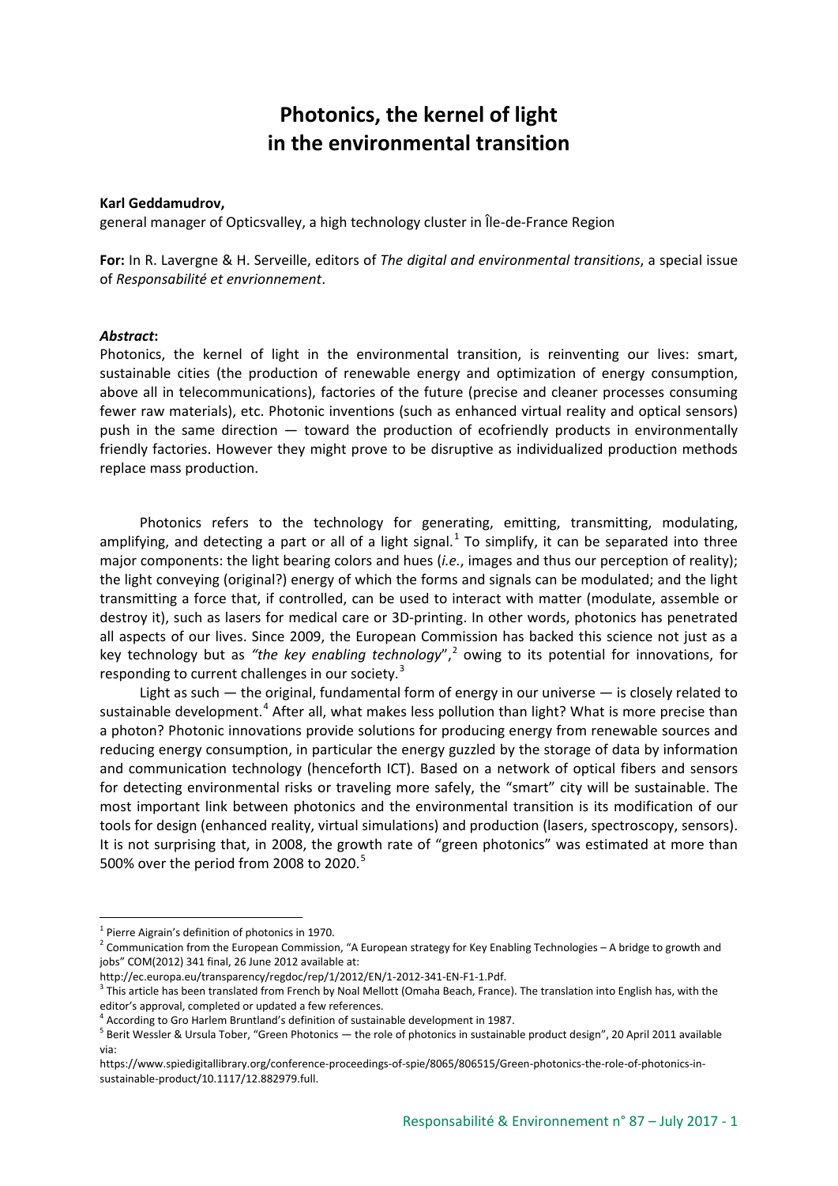# Photonics, the kernel of light in the environmental transition

**Karl Geddamudrov,**
general manager of Opticsvalley, a high technology cluster in Île-de-France Region

**For:** In R. Lavergne & H. Serveille, editors of *The digital and environmental transitions*, a special issue of *Responsabilité et envrionnement*.

***Abstract*:**
Photonics, the kernel of light in the environmental transition, is reinventing our lives: smart, sustainable cities (the production of renewable energy and optimization of energy consumption, above all in telecommunications), factories of the future (precise and cleaner processes consuming fewer raw materials), etc. Photonic inventions (such as enhanced virtual reality and optical sensors) push in the same direction — toward the production of ecofriendly products in environmentally friendly factories. However they might prove to be disruptive as individualized production methods replace mass production.

Photonics refers to the technology for generating, emitting, transmitting, modulating, amplifying, and detecting a part or all of a light signal.[1] To simplify, it can be separated into three major components: the light bearing colors and hues (*i.e.*, images and thus our perception of reality); the light conveying (original?) energy of which the forms and signals can be modulated; and the light transmitting a force that, if controlled, can be used to interact with matter (modulate, assemble or destroy it), such as lasers for medical care or 3D-printing. In other words, photonics has penetrated all aspects of our lives. Since 2009, the European Commission has backed this science not just as a key technology but as *"the key enabling technology*",[2] owing to its potential for innovations, for responding to current challenges in our society.[3]

Light as such — the original, fundamental form of energy in our universe — is closely related to sustainable development.[4] After all, what makes less pollution than light? What is more precise than a photon? Photonic innovations provide solutions for producing energy from renewable sources and reducing energy consumption, in particular the energy guzzled by the storage of data by information and communication technology (henceforth ICT). Based on a network of optical fibers and sensors for detecting environmental risks or traveling more safely, the "smart" city will be sustainable. The most important link between photonics and the environmental transition is its modification of our tools for design (enhanced reality, virtual simulations) and production (lasers, spectroscopy, sensors). It is not surprising that, in 2008, the growth rate of "green photonics" was estimated at more than 500% over the period from 2008 to 2020.[5]

---

[1] Pierre Aigrain's definition of photonics in 1970.

[2] Communication from the European Commission, "A European strategy for Key Enabling Technologies – A bridge to growth and jobs" COM(2012) 341 final, 26 June 2012 available at: http://ec.europa.eu/transparency/regdoc/rep/1/2012/EN/1-2012-341-EN-F1-1.Pdf.

[3] This article has been translated from French by Noal Mellott (Omaha Beach, France). The translation into English has, with the editor's approval, completed or updated a few references.

[4] According to Gro Harlem Bruntland's definition of sustainable development in 1987.

[5] Berit Wessler & Ursula Tober, "Green Photonics — the role of photonics in sustainable product design", 20 April 2011 available via: https://www.spiedigitallibrary.org/conference-proceedings-of-spie/8065/806515/Green-photonics-the-role-of-photonics-in-sustainable-product/10.1117/12.882979.full.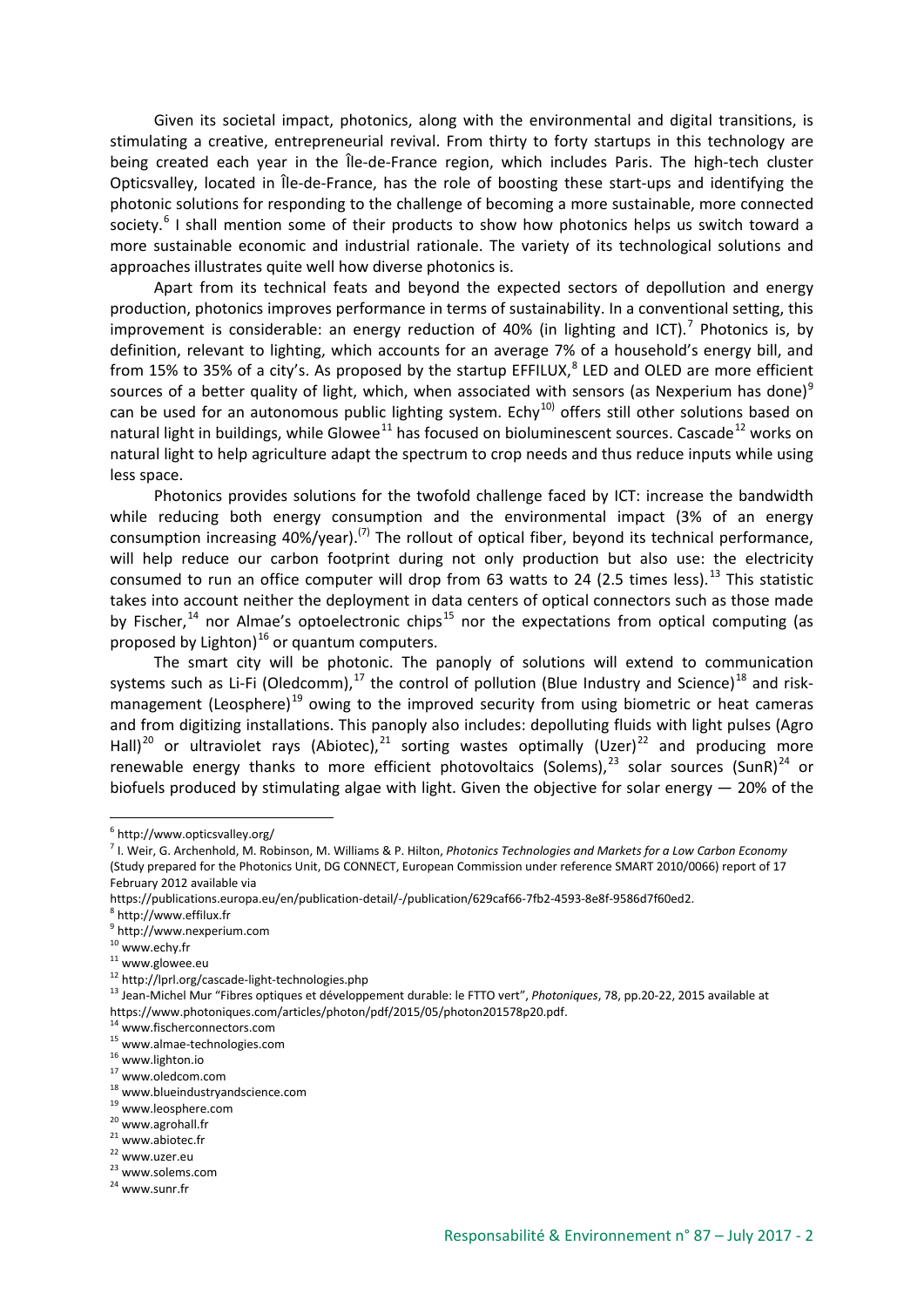Given its societal impact, photonics, along with the environmental and digital transitions, is stimulating a creative, entrepreneurial revival. From thirty to forty startups in this technology are being created each year in the Île-de-France region, which includes Paris. The high-tech cluster Opticsvalley, located in Île-de-France, has the role of boosting these start-ups and identifying the photonic solutions for responding to the challenge of becoming a more sustainable, more connected society.[6] I shall mention some of their products to show how photonics helps us switch toward a more sustainable economic and industrial rationale. The variety of its technological solutions and approaches illustrates quite well how diverse photonics is.

Apart from its technical feats and beyond the expected sectors of depollution and energy production, photonics improves performance in terms of sustainability. In a conventional setting, this improvement is considerable: an energy reduction of 40% (in lighting and ICT).[7] Photonics is, by definition, relevant to lighting, which accounts for an average 7% of a household's energy bill, and from 15% to 35% of a city's. As proposed by the startup EFFILUX,[8] LED and OLED are more efficient sources of a better quality of light, which, when associated with sensors (as Nexperium has done)[9] can be used for an autonomous public lighting system. Echy[10] offers still other solutions based on natural light in buildings, while Glowee[11] has focused on bioluminescent sources. Cascade[12] works on natural light to help agriculture adapt the spectrum to crop needs and thus reduce inputs while using less space.

Photonics provides solutions for the twofold challenge faced by ICT: increase the bandwidth while reducing both energy consumption and the environmental impact (3% of an energy consumption increasing 40%/year).[7] The rollout of optical fiber, beyond its technical performance, will help reduce our carbon footprint during not only production but also use: the electricity consumed to run an office computer will drop from 63 watts to 24 (2.5 times less).[13] This statistic takes into account neither the deployment in data centers of optical connectors such as those made by Fischer,[14] nor Almae's optoelectronic chips[15] nor the expectations from optical computing (as proposed by Lighton)[16] or quantum computers.

The smart city will be photonic. The panoply of solutions will extend to communication systems such as Li-Fi (Oledcomm),[17] the control of pollution (Blue Industry and Science)[18] and risk-management (Leosphere)[19] owing to the improved security from using biometric or heat cameras and from digitizing installations. This panoply also includes: depolluting fluids with light pulses (Agro Hall)[20] or ultraviolet rays (Abiotec),[21] sorting wastes optimally (Uzer)[22] and producing more renewable energy thanks to more efficient photovoltaics (Solems),[23] solar sources (SunR)[24] or biofuels produced by stimulating algae with light. Given the objective for solar energy — 20% of the

---

[6] http://www.opticsvalley.org/

[7] I. Weir, G. Archenhold, M. Robinson, M. Williams & P. Hilton, *Photonics Technologies and Markets for a Low Carbon Economy* (Study prepared for the Photonics Unit, DG CONNECT, European Commission under reference SMART 2010/0066) report of 17 February 2012 available via https://publications.europa.eu/en/publication-detail/-/publication/629caf66-7fb2-4593-8e8f-9586d7f60ed2.

[8] http://www.effilux.fr

[9] http://www.nexperium.com

[10] www.echy.fr

[11] www.glowee.eu

[12] http://lprl.org/cascade-light-technologies.php

[13] Jean-Michel Mur "Fibres optiques et développement durable: le FTTO vert", *Photoniques*, 78, pp.20-22, 2015 available at https://www.photoniques.com/articles/photon/pdf/2015/05/photon201578p20.pdf.

[14] www.fischerconnectors.com

[15] www.almae-technologies.com

[16] www.lighton.io

[17] www.oledcom.com

[18] www.blueindustryandscience.com

[19] www.leosphere.com

[20] www.agrohall.fr

[21] www.abiotec.fr

[22] www.uzer.eu

[23] www.solems.com

[24] www.sunr.fr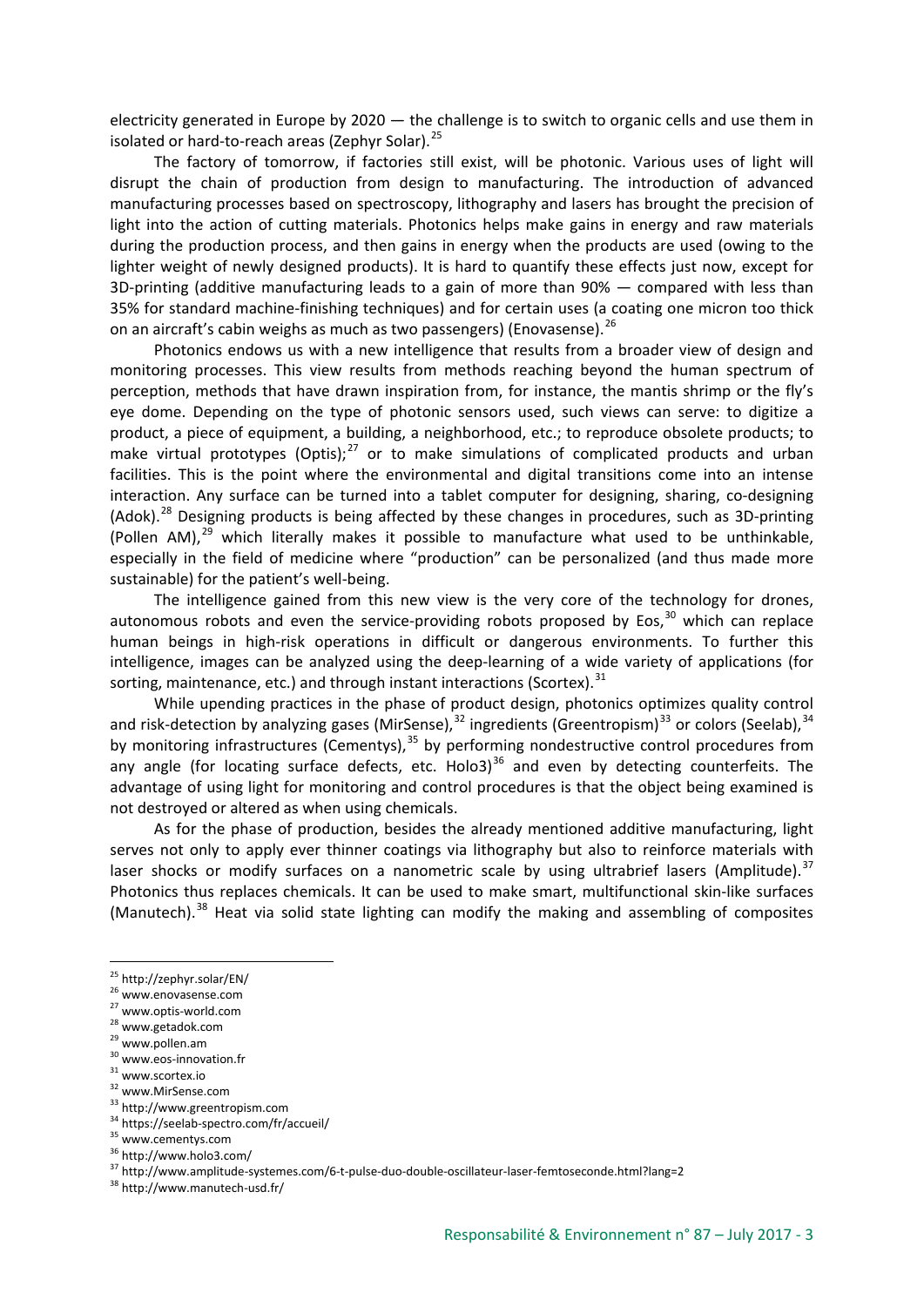electricity generated in Europe by 2020 — the challenge is to switch to organic cells and use them in isolated or hard-to-reach areas (Zephyr Solar).[25]

The factory of tomorrow, if factories still exist, will be photonic. Various uses of light will disrupt the chain of production from design to manufacturing. The introduction of advanced manufacturing processes based on spectroscopy, lithography and lasers has brought the precision of light into the action of cutting materials. Photonics helps make gains in energy and raw materials during the production process, and then gains in energy when the products are used (owing to the lighter weight of newly designed products). It is hard to quantify these effects just now, except for 3D-printing (additive manufacturing leads to a gain of more than 90% — compared with less than 35% for standard machine-finishing techniques) and for certain uses (a coating one micron too thick on an aircraft's cabin weighs as much as two passengers) (Enovasense).[26]

Photonics endows us with a new intelligence that results from a broader view of design and monitoring processes. This view results from methods reaching beyond the human spectrum of perception, methods that have drawn inspiration from, for instance, the mantis shrimp or the fly's eye dome. Depending on the type of photonic sensors used, such views can serve: to digitize a product, a piece of equipment, a building, a neighborhood, etc.; to reproduce obsolete products; to make virtual prototypes (Optis);[27] or to make simulations of complicated products and urban facilities. This is the point where the environmental and digital transitions come into an intense interaction. Any surface can be turned into a tablet computer for designing, sharing, co-designing (Adok).[28] Designing products is being affected by these changes in procedures, such as 3D-printing (Pollen AM),[29] which literally makes it possible to manufacture what used to be unthinkable, especially in the field of medicine where "production" can be personalized (and thus made more sustainable) for the patient's well-being.

The intelligence gained from this new view is the very core of the technology for drones, autonomous robots and even the service-providing robots proposed by Eos,[30] which can replace human beings in high-risk operations in difficult or dangerous environments. To further this intelligence, images can be analyzed using the deep-learning of a wide variety of applications (for sorting, maintenance, etc.) and through instant interactions (Scortex).[31]

While upending practices in the phase of product design, photonics optimizes quality control and risk-detection by analyzing gases (MirSense),[32] ingredients (Greentropism)[33] or colors (Seelab),[34] by monitoring infrastructures (Cementys),[35] by performing nondestructive control procedures from any angle (for locating surface defects, etc. Holo3)[36] and even by detecting counterfeits. The advantage of using light for monitoring and control procedures is that the object being examined is not destroyed or altered as when using chemicals.

As for the phase of production, besides the already mentioned additive manufacturing, light serves not only to apply ever thinner coatings via lithography but also to reinforce materials with laser shocks or modify surfaces on a nanometric scale by using ultrabrief lasers (Amplitude).[37] Photonics thus replaces chemicals. It can be used to make smart, multifunctional skin-like surfaces (Manutech).[38] Heat via solid state lighting can modify the making and assembling of composites

---

[25] http://zephyr.solar/EN/
[26] www.enovasense.com
[27] www.optis-world.com
[28] www.getadok.com
[29] www.pollen.am
[30] www.eos-innovation.fr
[31] www.scortex.io
[32] www.MirSense.com
[33] http://www.greentropism.com
[34] https://seelab-spectro.com/fr/accueil/
[35] www.cementys.com
[36] http://www.holo3.com/
[37] http://www.amplitude-systemes.com/6-t-pulse-duo-double-oscillateur-laser-femtoseconde.html?lang=2
[38] http://www.manutech-usd.fr/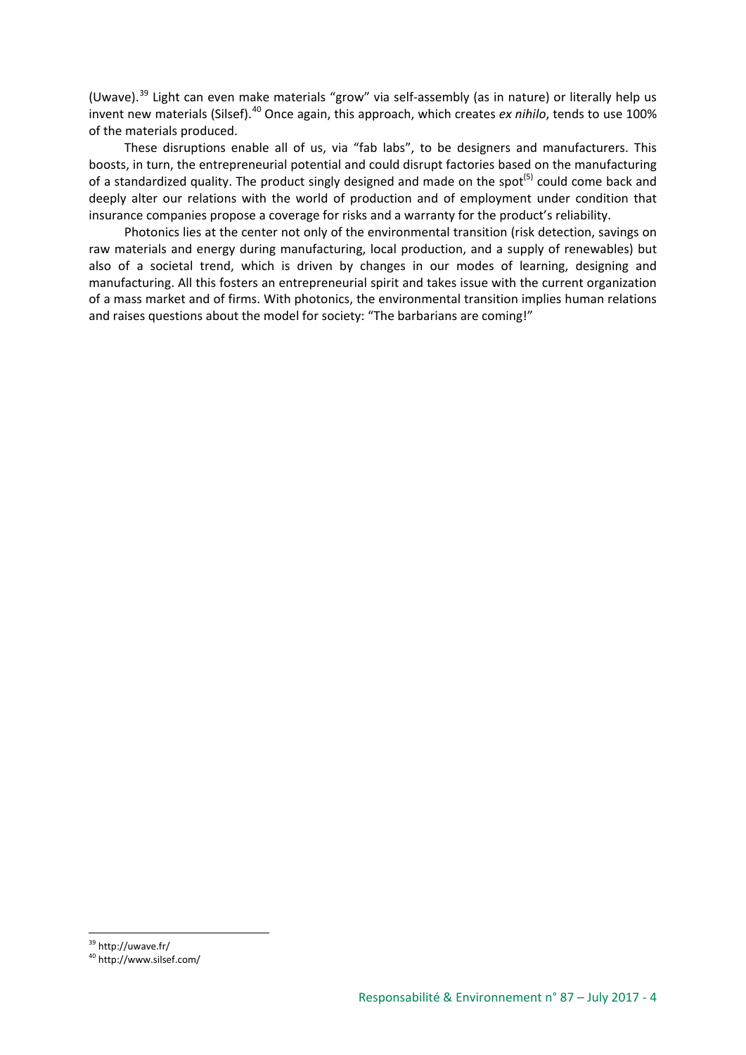(Uwave).[39] Light can even make materials "grow" via self-assembly (as in nature) or literally help us invent new materials (Silsef).[40] Once again, this approach, which creates *ex nihilo*, tends to use 100% of the materials produced.

These disruptions enable all of us, via "fab labs", to be designers and manufacturers. This boosts, in turn, the entrepreneurial potential and could disrupt factories based on the manufacturing of a standardized quality. The product singly designed and made on the spot[(5)] could come back and deeply alter our relations with the world of production and of employment under condition that insurance companies propose a coverage for risks and a warranty for the product's reliability.

Photonics lies at the center not only of the environmental transition (risk detection, savings on raw materials and energy during manufacturing, local production, and a supply of renewables) but also of a societal trend, which is driven by changes in our modes of learning, designing and manufacturing. All this fosters an entrepreneurial spirit and takes issue with the current organization of a mass market and of firms. With photonics, the environmental transition implies human relations and raises questions about the model for society: "The barbarians are coming!"

[39] http://uwave.fr/

[40] http://www.silsef.com/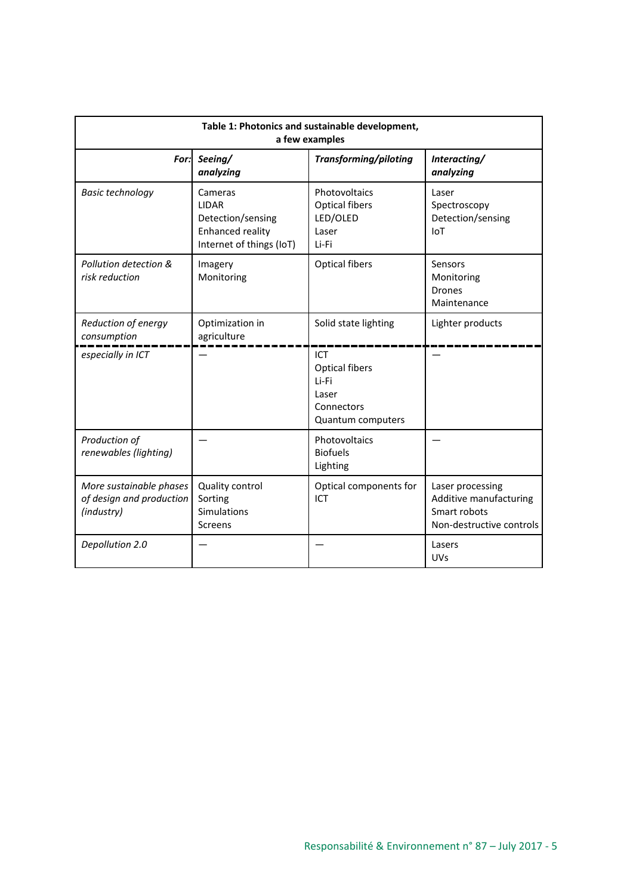**Table 1: Photonics and sustainable development, a few examples**

| *For:* | ***Seeing/ analyzing*** | ***Transforming/piloting*** | ***Interacting/ analyzing*** |
|---|---|---|---|
| *Basic technology* | Cameras<br>LIDAR<br>Detection/sensing<br>Enhanced reality<br>Internet of things (IoT) | Photovoltaics<br>Optical fibers<br>LED/OLED<br>Laser<br>Li-Fi | Laser<br>Spectroscopy<br>Detection/sensing<br>IoT |
| *Pollution detection & risk reduction* | Imagery<br>Monitoring | Optical fibers | Sensors<br>Monitoring<br>Drones<br>Maintenance |
| *Reduction of energy consumption* | Optimization in agriculture | Solid state lighting | Lighter products |
| *especially in ICT* | — | ICT<br>Optical fibers<br>Li-Fi<br>Laser<br>Connectors<br>Quantum computers | — |
| *Production of renewables (lighting)* | — | Photovoltaics<br>Biofuels<br>Lighting | — |
| *More sustainable phases of design and production (industry)* | Quality control<br>Sorting<br>Simulations<br>Screens | Optical components for ICT | Laser processing<br>Additive manufacturing<br>Smart robots<br>Non-destructive controls |
| *Depollution 2.0* | — | — | Lasers<br>UVs |